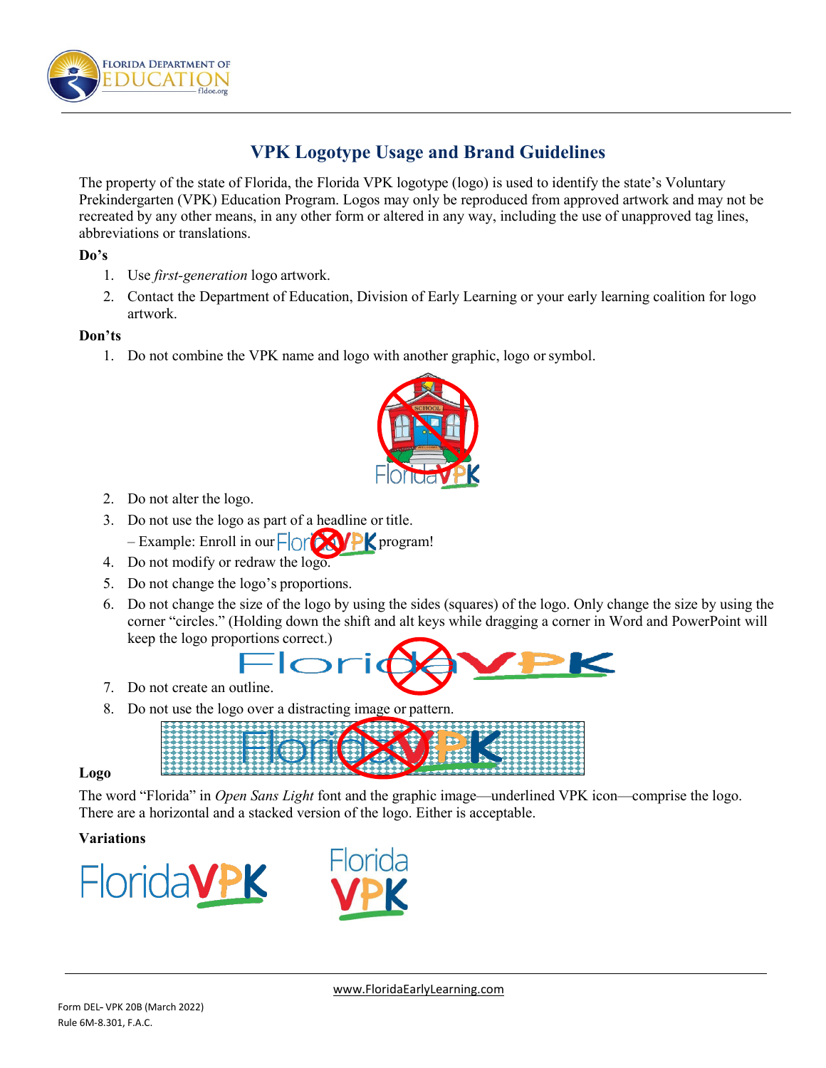# VPK Logotype Usage and Brand Guidelines

The property of the state of Florida, the Florida VPK logotype (logo) is used to identify the state's Voluntary Prekindergarten (VPK) Education Program. Logos may only be reproduced from approved artwork and may not be recreated by any other means, in any other form or altered in any way, including the use of unapproved tag lines, abbreviations or translations.

**Do's**

1. Use *first-generation* logo artwork.
2. Contact the Department of Education, Division of Early Learning or your early learning coalition for logo artwork.

**Don'ts**

1. Do not combine the VPK name and logo with another graphic, logo or symbol.
2. Do not alter the logo.
3. Do not use the logo as part of a headline or title.
   – Example: Enroll in our FloridaVPK program!
4. Do not modify or redraw the logo.
5. Do not change the logo's proportions.
6. Do not change the size of the logo by using the sides (squares) of the logo. Only change the size by using the corner "circles." (Holding down the shift and alt keys while dragging a corner in Word and PowerPoint will keep the logo proportions correct.)
7. Do not create an outline.
8. Do not use the logo over a distracting image or pattern.

**Logo**

The word "Florida" in *Open Sans Light* font and the graphic image—underlined VPK icon—comprise the logo. There are a horizontal and a stacked version of the logo. Either is acceptable.

**Variations**

FloridaVPK

Florida
VPK

Form DEL- VPK 20B (March 2022)
Rule 6M-8.301, F.A.C.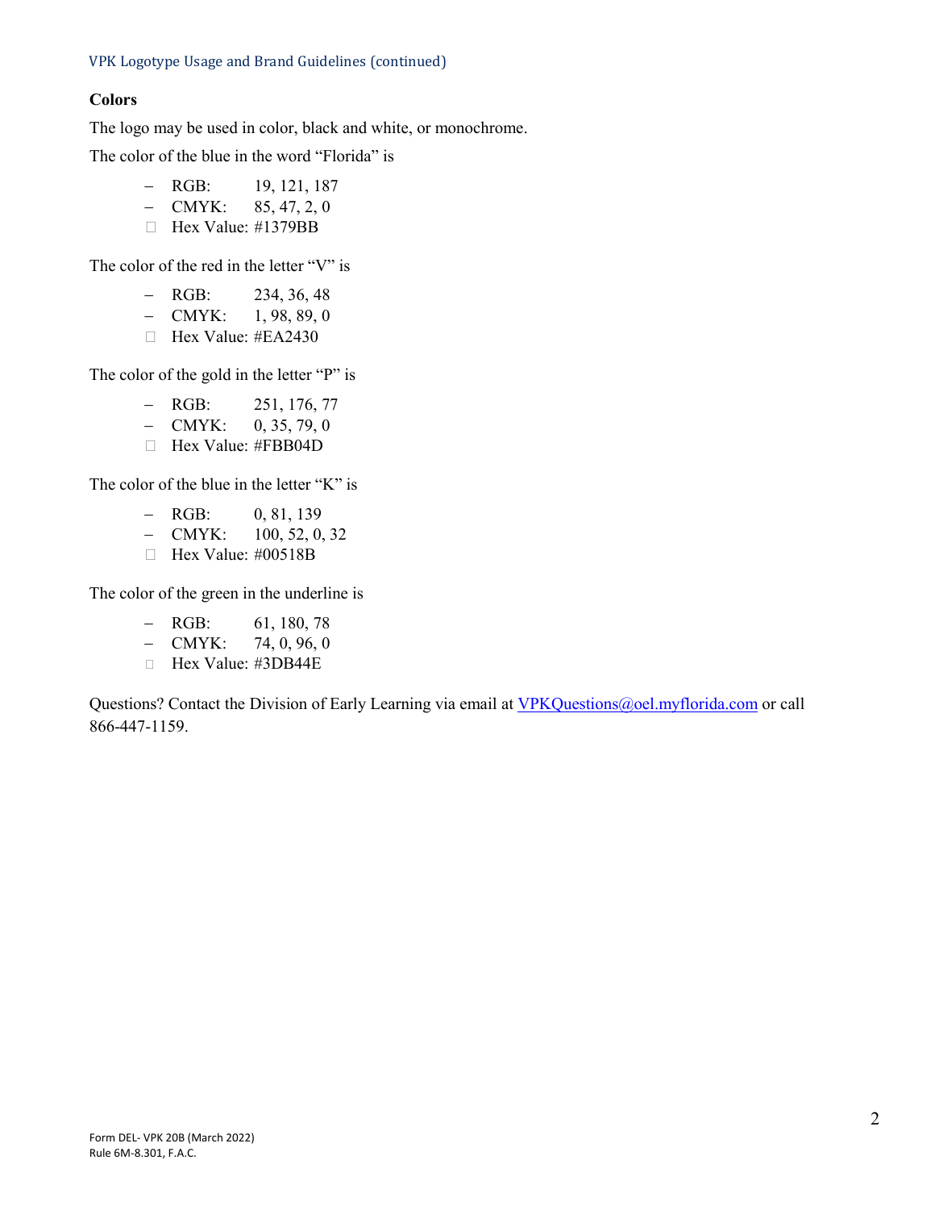## Colors

The logo may be used in color, black and white, or monochrome.

The color of the blue in the word "Florida" is

- RGB: 19, 121, 187
- CMYK: 85, 47, 2, 0
- Hex Value: #1379BB

The color of the red in the letter "V" is

- RGB: 234, 36, 48
- CMYK: 1, 98, 89, 0
- Hex Value: #EA2430

The color of the gold in the letter "P" is

- RGB: 251, 176, 77
- CMYK: 0, 35, 79, 0
- Hex Value: #FBB04D

The color of the blue in the letter "K" is

- RGB: 0, 81, 139
- CMYK: 100, 52, 0, 32
- Hex Value: #00518B

The color of the green in the underline is

- RGB: 61, 180, 78
- CMYK: 74, 0, 96, 0
- Hex Value: #3DB44E

Questions? Contact the Division of Early Learning via email at VPKQuestions@oel.myflorida.com or call 866-447-1159.

Form DEL- VPK 20B (March 2022)
Rule 6M-8.301, F.A.C.